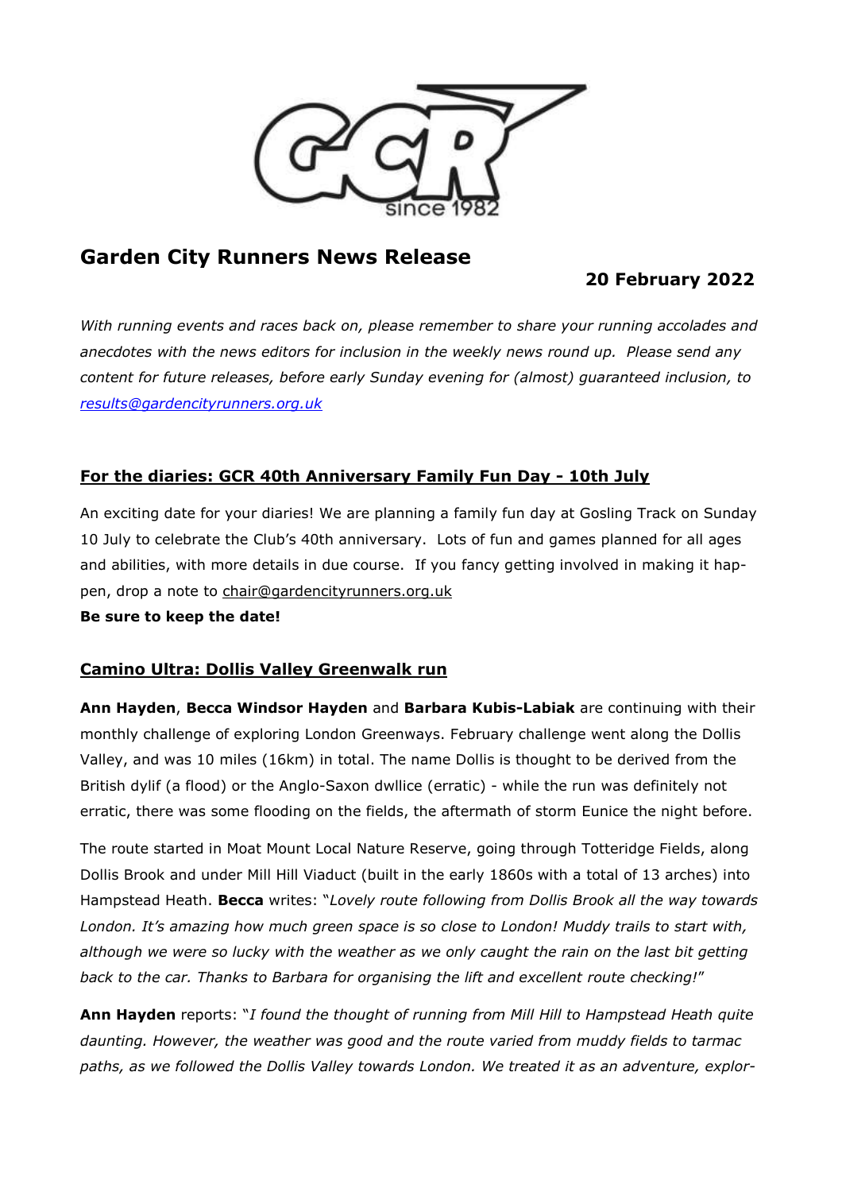# Garden City Runners News Release

**20 February 2022**

*With running events and races back on, please remember to share your running accolades and anecdotes with the news editors for inclusion in the weekly news round up. Please send any content for future releases, before early Sunday evening for (almost) guaranteed inclusion, to [results@gardencityrunners.org.uk](mailto:results@gardencityrunners.org.uk)*

## For the diaries: GCR 40th Anniversary Family Fun Day - 10th July

An exciting date for your diaries! We are planning a family fun day at Gosling Track on Sunday 10 July to celebrate the Club's 40th anniversary. Lots of fun and games planned for all ages and abilities, with more details in due course. If you fancy getting involved in making it happen, drop a note to chair@gardencityrunners.org.uk

**Be sure to keep the date!**

## Camino Ultra: Dollis Valley Greenwalk run

**Ann Hayden**, **Becca Windsor Hayden** and **Barbara Kubis-Labiak** are continuing with their monthly challenge of exploring London Greenways. February challenge went along the Dollis Valley, and was 10 miles (16km) in total. The name Dollis is thought to be derived from the British dylif (a flood) or the Anglo-Saxon dwllice (erratic) - while the run was definitely not erratic, there was some flooding on the fields, the aftermath of storm Eunice the night before.

The route started in Moat Mount Local Nature Reserve, going through Totteridge Fields, along Dollis Brook and under Mill Hill Viaduct (built in the early 1860s with a total of 13 arches) into Hampstead Heath. **Becca** writes: "*Lovely route following from Dollis Brook all the way towards London. It's amazing how much green space is so close to London! Muddy trails to start with, although we were so lucky with the weather as we only caught the rain on the last bit getting back to the car. Thanks to Barbara for organising the lift and excellent route checking!*"

**Ann Hayden** reports: "*I found the thought of running from Mill Hill to Hampstead Heath quite daunting. However, the weather was good and the route varied from muddy fields to tarmac paths, as we followed the Dollis Valley towards London. We treated it as an adventure, explor-*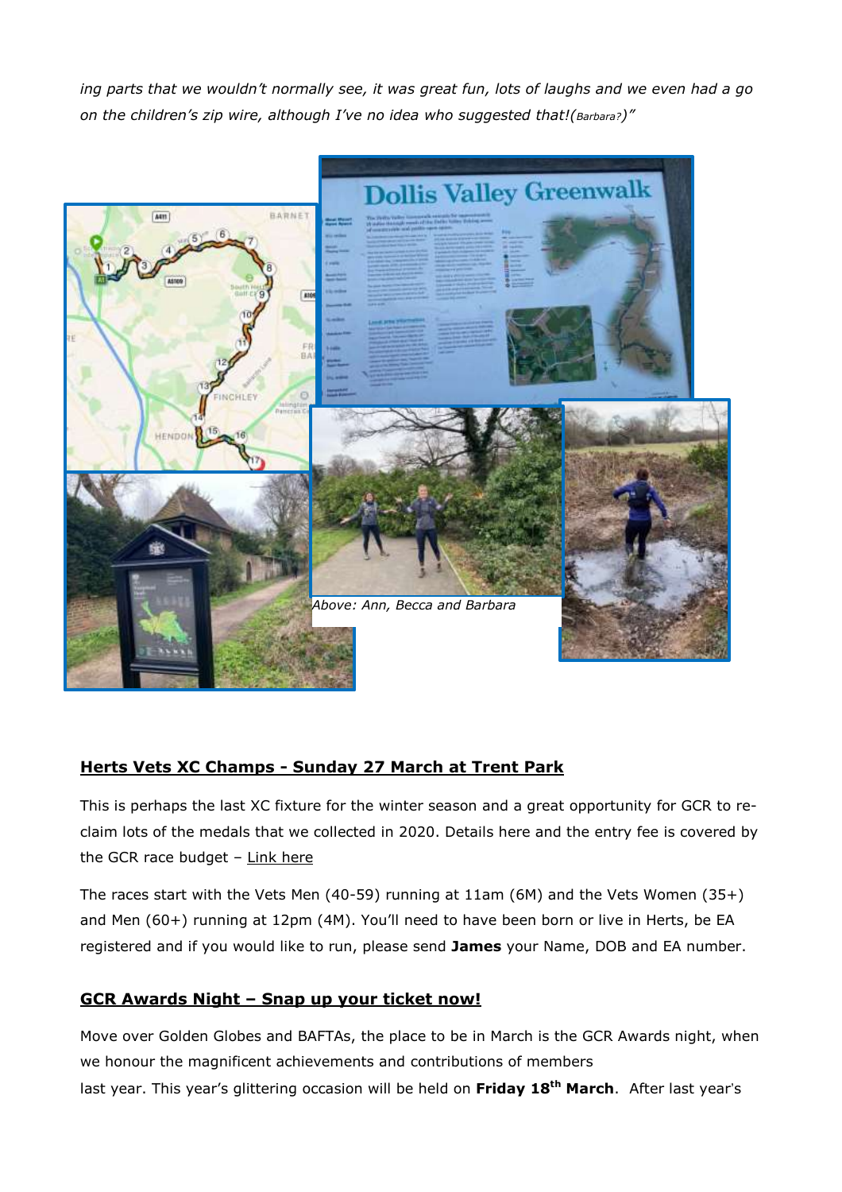*ing parts that we wouldn't normally see, it was great fun, lots of laughs and we even had a go on the children's zip wire, although I've no idea who suggested that!(Barbara?)"*

*Above: Ann, Becca and Barbara*

## Herts Vets XC Champs - Sunday 27 March at Trent Park

This is perhaps the last XC fixture for the winter season and a great opportunity for GCR to re-claim lots of the medals that we collected in 2020. Details here and the entry fee is covered by the GCR race budget – Link here

The races start with the Vets Men (40-59) running at 11am (6M) and the Vets Women (35+) and Men (60+) running at 12pm (4M). You'll need to have been born or live in Herts, be EA registered and if you would like to run, please send **James** your Name, DOB and EA number.

## GCR Awards Night – Snap up your ticket now!

Move over Golden Globes and BAFTAs, the place to be in March is the GCR Awards night, when we honour the magnificent achievements and contributions of members last year. This year's glittering occasion will be held on **Friday 18th March**. After last year's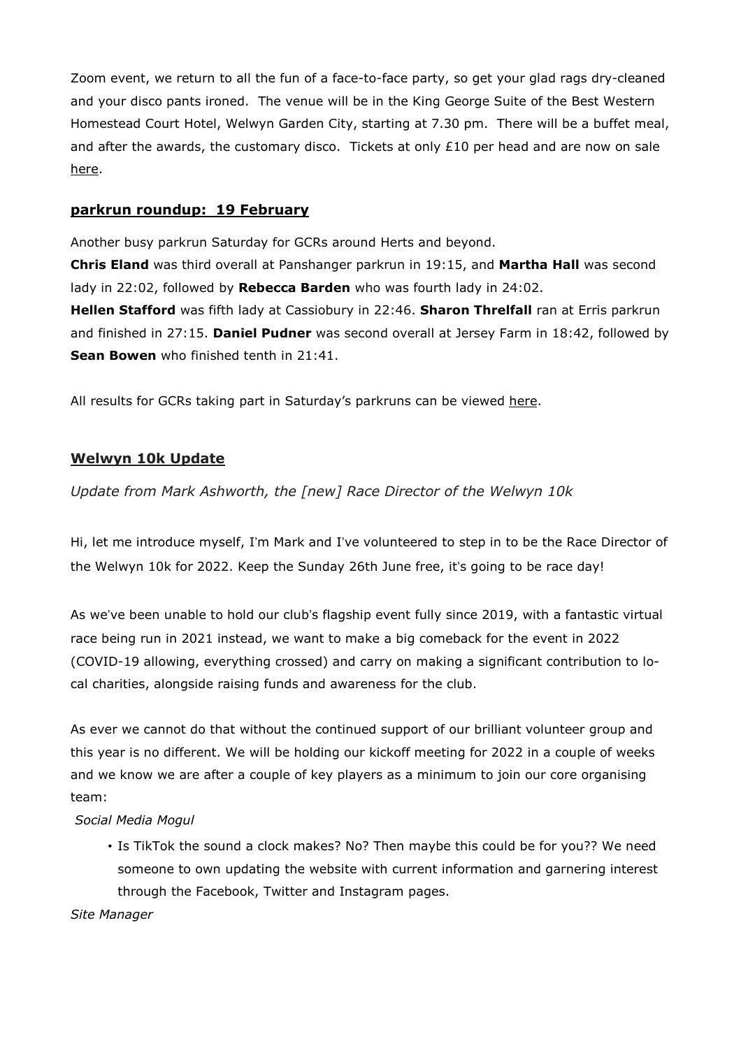Zoom event, we return to all the fun of a face-to-face party, so get your glad rags dry-cleaned and your disco pants ironed. The venue will be in the King George Suite of the Best Western Homestead Court Hotel, Welwyn Garden City, starting at 7.30 pm. There will be a buffet meal, and after the awards, the customary disco. Tickets at only £10 per head and are now on sale here.

## parkrun roundup: 19 February

Another busy parkrun Saturday for GCRs around Herts and beyond.

**Chris Eland** was third overall at Panshanger parkrun in 19:15, and **Martha Hall** was second lady in 22:02, followed by **Rebecca Barden** who was fourth lady in 24:02.

**Hellen Stafford** was fifth lady at Cassiobury in 22:46. **Sharon Threlfall** ran at Erris parkrun and finished in 27:15. **Daniel Pudner** was second overall at Jersey Farm in 18:42, followed by **Sean Bowen** who finished tenth in 21:41.

All results for GCRs taking part in Saturday's parkruns can be viewed here.

## Welwyn 10k Update

*Update from Mark Ashworth, the [new] Race Director of the Welwyn 10k*

Hi, let me introduce myself, I'm Mark and I've volunteered to step in to be the Race Director of the Welwyn 10k for 2022. Keep the Sunday 26th June free, it's going to be race day!

As we've been unable to hold our club's flagship event fully since 2019, with a fantastic virtual race being run in 2021 instead, we want to make a big comeback for the event in 2022 (COVID-19 allowing, everything crossed) and carry on making a significant contribution to local charities, alongside raising funds and awareness for the club.

As ever we cannot do that without the continued support of our brilliant volunteer group and this year is no different. We will be holding our kickoff meeting for 2022 in a couple of weeks and we know we are after a couple of key players as a minimum to join our core organising team:

*Social Media Mogul*

- Is TikTok the sound a clock makes? No? Then maybe this could be for you?? We need someone to own updating the website with current information and garnering interest through the Facebook, Twitter and Instagram pages.

*Site Manager*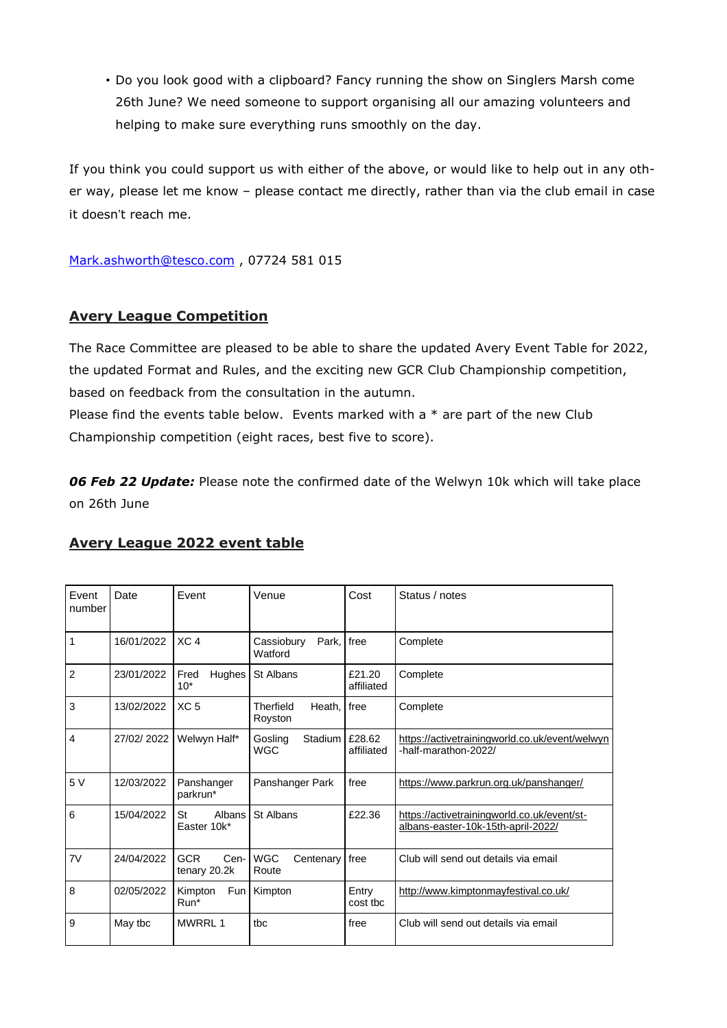- Do you look good with a clipboard? Fancy running the show on Singlers Marsh come 26th June? We need someone to support organising all our amazing volunteers and helping to make sure everything runs smoothly on the day.

If you think you could support us with either of the above, or would like to help out in any other way, please let me know – please contact me directly, rather than via the club email in case it doesn't reach me.

Mark.ashworth@tesco.com , 07724 581 015

## Avery League Competition

The Race Committee are pleased to be able to share the updated Avery Event Table for 2022, the updated Format and Rules, and the exciting new GCR Club Championship competition, based on feedback from the consultation in the autumn.
Please find the events table below. Events marked with a * are part of the new Club Championship competition (eight races, best five to score).

***06 Feb 22 Update:*** Please note the confirmed date of the Welwyn 10k which will take place on 26th June

## Avery League 2022 event table

| Event number | Date | Event | Venue | Cost | Status / notes |
|---|---|---|---|---|---|
| 1 | 16/01/2022 | XC 4 | Cassiobury Park, Watford | free | Complete |
| 2 | 23/01/2022 | Fred Hughes 10* | St Albans | £21.20 affiliated | Complete |
| 3 | 13/02/2022 | XC 5 | Therfield Heath, Royston | free | Complete |
| 4 | 27/02/ 2022 | Welwyn Half* | Gosling Stadium WGC | £28.62 affiliated | https://activetrainingworld.co.uk/event/welwyn-half-marathon-2022/ |
| 5 V | 12/03/2022 | Panshanger parkrun* | Panshanger Park | free | https://www.parkrun.org.uk/panshanger/ |
| 6 | 15/04/2022 | St Albans Easter 10k* | St Albans | £22.36 | https://activetrainingworld.co.uk/event/st-albans-easter-10k-15th-april-2022/ |
| 7V | 24/04/2022 | GCR Centenary 20.2k | WGC Centenary Route | free | Club will send out details via email |
| 8 | 02/05/2022 | Kimpton Fun Run* | Kimpton | Entry cost tbc | http://www.kimptonmayfestival.co.uk/ |
| 9 | May tbc | MWRRL 1 | tbc | free | Club will send out details via email |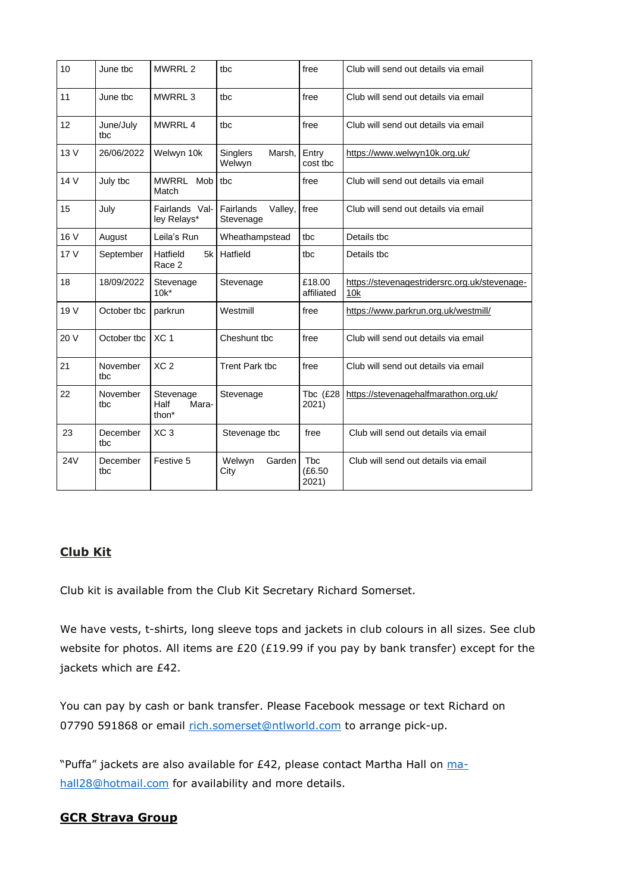| 10 | June tbc | MWRRL 2 | tbc | free | Club will send out details via email |
|---|---|---|---|---|---|
| 11 | June tbc | MWRRL 3 | tbc | free | Club will send out details via email |
| 12 | June/July tbc | MWRRL 4 | tbc | free | Club will send out details via email |
| 13 V | 26/06/2022 | Welwyn 10k | Singlers Marsh, Welwyn | Entry cost tbc | https://www.welwyn10k.org.uk/ |
| 14 V | July tbc | MWRRL Mob Match | tbc | free | Club will send out details via email |
| 15 | July | Fairlands Valley Relays* | Fairlands Valley, Stevenage | free | Club will send out details via email |
| 16 V | August | Leila's Run | Wheathampstead | tbc | Details tbc |
| 17 V | September | Hatfield 5k Race 2 | Hatfield | tbc | Details tbc |
| 18 | 18/09/2022 | Stevenage 10k* | Stevenage | £18.00 affiliated | https://stevenagestridersrc.org.uk/stevenage-10k |
| 19 V | October tbc | parkrun | Westmill | free | https://www.parkrun.org.uk/westmill/ |
| 20 V | October tbc | XC 1 | Cheshunt tbc | free | Club will send out details via email |
| 21 | November tbc | XC 2 | Trent Park tbc | free | Club will send out details via email |
| 22 | November tbc | Stevenage Half Marathon* | Stevenage | Tbc (£28 2021) | https://stevenagehalfmarathon.org.uk/ |
| 23 | December tbc | XC 3 | Stevenage tbc | free | Club will send out details via email |
| 24V | December tbc | Festive 5 | Welwyn Garden City | Tbc (£6.50 2021) | Club will send out details via email |

## Club Kit

Club kit is available from the Club Kit Secretary Richard Somerset.

We have vests, t-shirts, long sleeve tops and jackets in club colours in all sizes. See club website for photos. All items are £20 (£19.99 if you pay by bank transfer) except for the jackets which are £42.

You can pay by cash or bank transfer. Please Facebook message or text Richard on 07790 591868 or email rich.somerset@ntlworld.com to arrange pick-up.

"Puffa" jackets are also available for £42, please contact Martha Hall on ma-hall28@hotmail.com for availability and more details.

## GCR Strava Group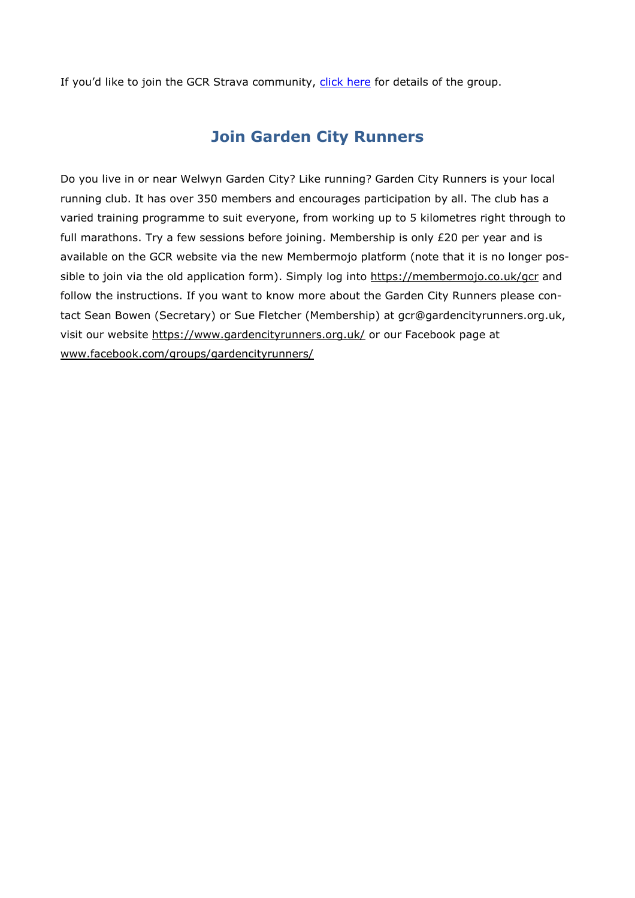If you'd like to join the GCR Strava community, [click here](#) for details of the group.

## Join Garden City Runners

Do you live in or near Welwyn Garden City? Like running? Garden City Runners is your local running club. It has over 350 members and encourages participation by all. The club has a varied training programme to suit everyone, from working up to 5 kilometres right through to full marathons. Try a few sessions before joining. Membership is only £20 per year and is available on the GCR website via the new Membermojo platform (note that it is no longer possible to join via the old application form). Simply log into https://membermojo.co.uk/gcr and follow the instructions. If you want to know more about the Garden City Runners please contact Sean Bowen (Secretary) or Sue Fletcher (Membership) at gcr@gardencityrunners.org.uk, visit our website https://www.gardencityrunners.org.uk/ or our Facebook page at www.facebook.com/groups/gardencityrunners/